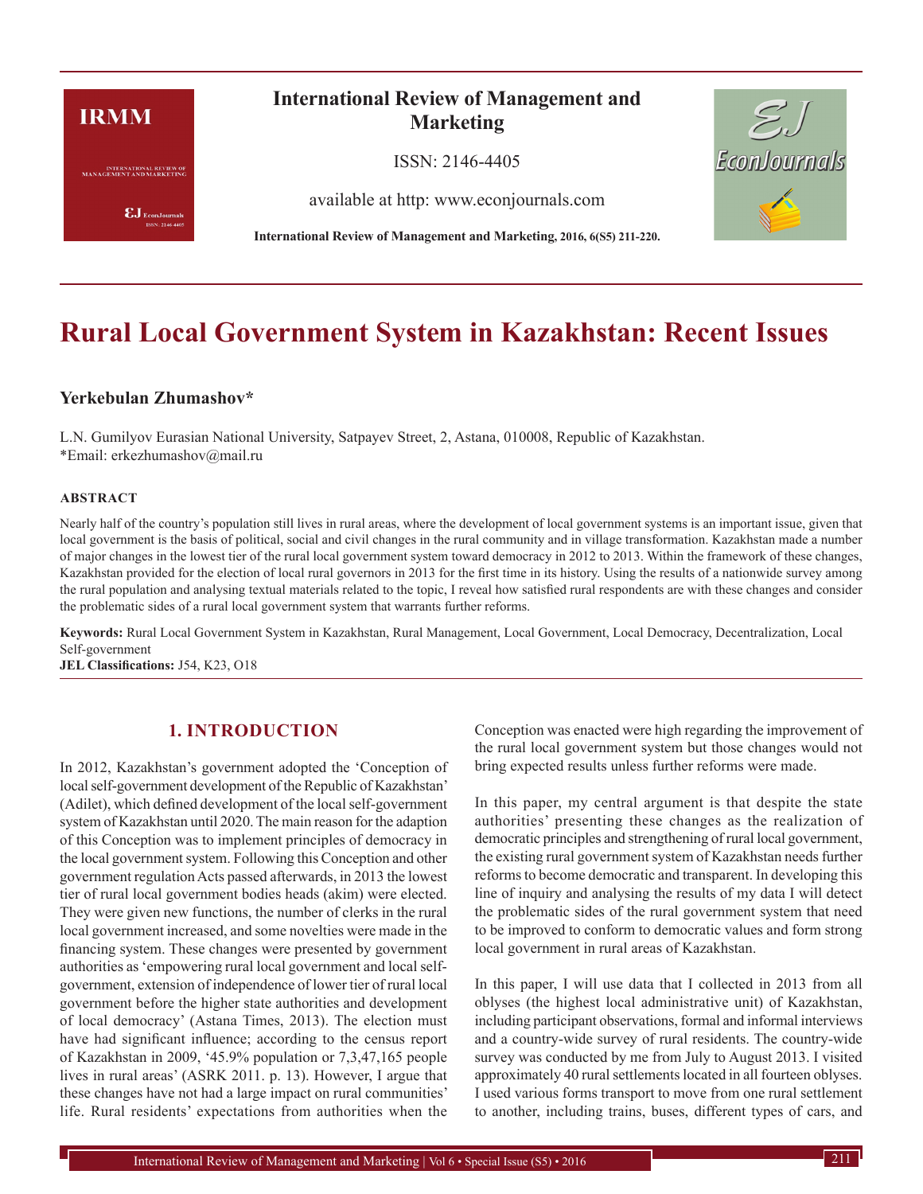# Rural Local Government System in Kazakhstan: Recent Issues

**Yerkebulan Zhumashov***

L.N. Gumilyov Eurasian National University, Satpayev Street, 2, Astana, 010008, Republic of Kazakhstan.
*Email: erkezhumashov@mail.ru

**ABSTRACT**

Nearly half of the country's population still lives in rural areas, where the development of local government systems is an important issue, given that local government is the basis of political, social and civil changes in the rural community and in village transformation. Kazakhstan made a number of major changes in the lowest tier of the rural local government system toward democracy in 2012 to 2013. Within the framework of these changes, Kazakhstan provided for the election of local rural governors in 2013 for the first time in its history. Using the results of a nationwide survey among the rural population and analysing textual materials related to the topic, I reveal how satisfied rural respondents are with these changes and consider the problematic sides of a rural local government system that warrants further reforms.

**Keywords:** Rural Local Government System in Kazakhstan, Rural Management, Local Government, Local Democracy, Decentralization, Local Self-government

**JEL Classifications:** J54, K23, O18

## 1. INTRODUCTION

In 2012, Kazakhstan's government adopted the 'Conception of local self-government development of the Republic of Kazakhstan' (Adilet), which defined development of the local self-government system of Kazakhstan until 2020. The main reason for the adaption of this Conception was to implement principles of democracy in the local government system. Following this Conception and other government regulation Acts passed afterwards, in 2013 the lowest tier of rural local government bodies heads (akim) were elected. They were given new functions, the number of clerks in the rural local government increased, and some novelties were made in the financing system. These changes were presented by government authorities as 'empowering rural local government and local self-government, extension of independence of lower tier of rural local government before the higher state authorities and development of local democracy' (Astana Times, 2013). The election must have had significant influence; according to the census report of Kazakhstan in 2009, '45.9% population or 7,3,47,165 people lives in rural areas' (ASRK 2011. p. 13). However, I argue that these changes have not had a large impact on rural communities' life. Rural residents' expectations from authorities when the Conception was enacted were high regarding the improvement of the rural local government system but those changes would not bring expected results unless further reforms were made.

In this paper, my central argument is that despite the state authorities' presenting these changes as the realization of democratic principles and strengthening of rural local government, the existing rural government system of Kazakhstan needs further reforms to become democratic and transparent. In developing this line of inquiry and analysing the results of my data I will detect the problematic sides of the rural government system that need to be improved to conform to democratic values and form strong local government in rural areas of Kazakhstan.

In this paper, I will use data that I collected in 2013 from all oblyses (the highest local administrative unit) of Kazakhstan, including participant observations, formal and informal interviews and a country-wide survey of rural residents. The country-wide survey was conducted by me from July to August 2013. I visited approximately 40 rural settlements located in all fourteen oblyses. I used various forms transport to move from one rural settlement to another, including trains, buses, different types of cars, and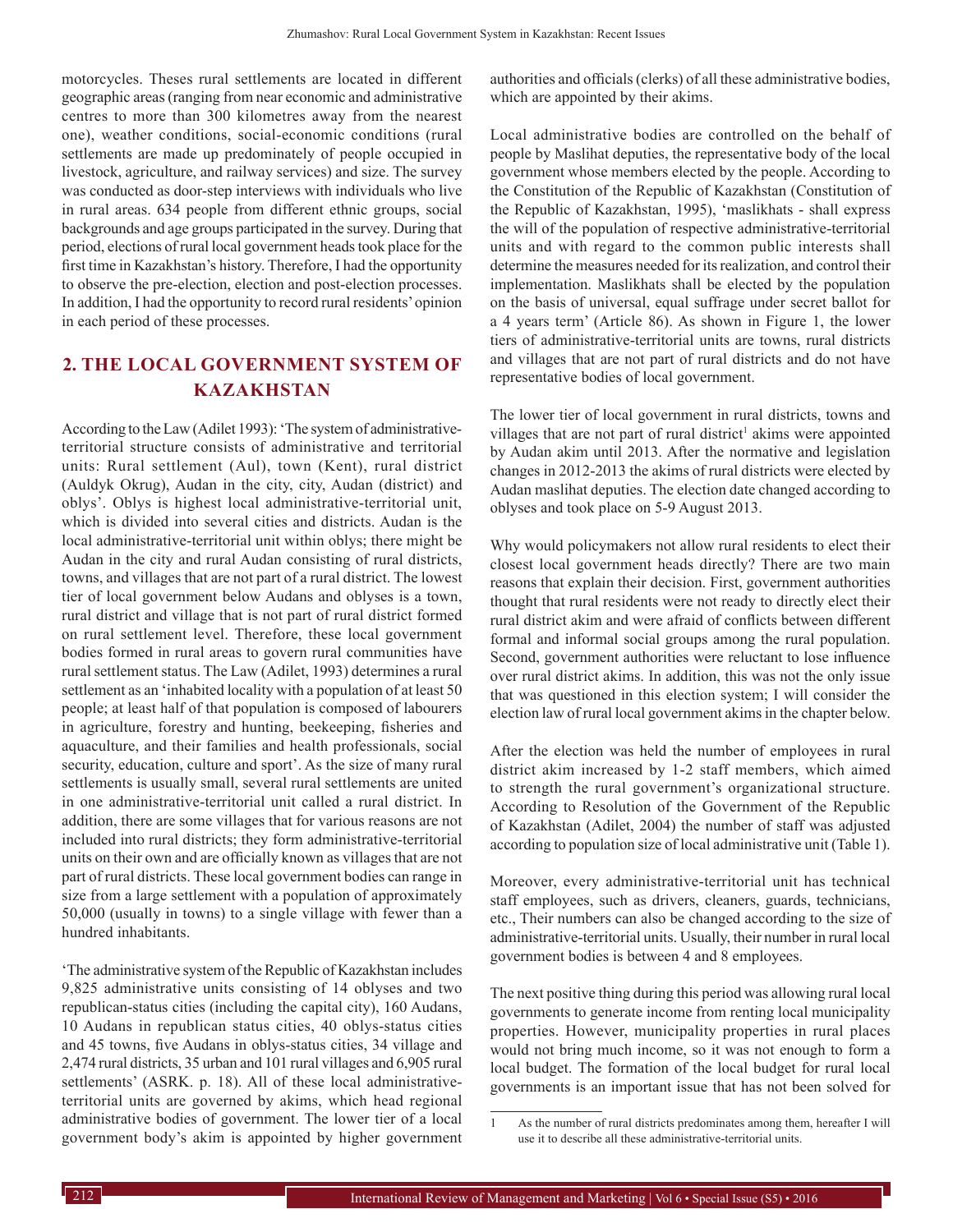motorcycles. Theses rural settlements are located in different geographic areas (ranging from near economic and administrative centres to more than 300 kilometres away from the nearest one), weather conditions, social-economic conditions (rural settlements are made up predominately of people occupied in livestock, agriculture, and railway services) and size. The survey was conducted as door-step interviews with individuals who live in rural areas. 634 people from different ethnic groups, social backgrounds and age groups participated in the survey. During that period, elections of rural local government heads took place for the first time in Kazakhstan's history. Therefore, I had the opportunity to observe the pre-election, election and post-election processes. In addition, I had the opportunity to record rural residents' opinion in each period of these processes.

## 2. THE LOCAL GOVERNMENT SYSTEM OF KAZAKHSTAN

According to the Law (Adilet 1993): 'The system of administrative-territorial structure consists of administrative and territorial units: Rural settlement (Aul), town (Kent), rural district (Auldyk Okrug), Audan in the city, city, Audan (district) and oblys'. Oblys is highest local administrative-territorial unit, which is divided into several cities and districts. Audan is the local administrative-territorial unit within oblys; there might be Audan in the city and rural Audan consisting of rural districts, towns, and villages that are not part of a rural district. The lowest tier of local government below Audans and oblyses is a town, rural district and village that is not part of rural district formed on rural settlement level. Therefore, these local government bodies formed in rural areas to govern rural communities have rural settlement status. The Law (Adilet, 1993) determines a rural settlement as an 'inhabited locality with a population of at least 50 people; at least half of that population is composed of labourers in agriculture, forestry and hunting, beekeeping, fisheries and aquaculture, and their families and health professionals, social security, education, culture and sport'. As the size of many rural settlements is usually small, several rural settlements are united in one administrative-territorial unit called a rural district. In addition, there are some villages that for various reasons are not included into rural districts; they form administrative-territorial units on their own and are officially known as villages that are not part of rural districts. These local government bodies can range in size from a large settlement with a population of approximately 50,000 (usually in towns) to a single village with fewer than a hundred inhabitants.

'The administrative system of the Republic of Kazakhstan includes 9,825 administrative units consisting of 14 oblyses and two republican-status cities (including the capital city), 160 Audans, 10 Audans in republican status cities, 40 oblys-status cities and 45 towns, five Audans in oblys-status cities, 34 village and 2,474 rural districts, 35 urban and 101 rural villages and 6,905 rural settlements' (ASRK. p. 18). All of these local administrative-territorial units are governed by akims, which head regional administrative bodies of government. The lower tier of a local government body's akim is appointed by higher government authorities and officials (clerks) of all these administrative bodies, which are appointed by their akims.

Local administrative bodies are controlled on the behalf of people by Maslihat deputies, the representative body of the local government whose members elected by the people. According to the Constitution of the Republic of Kazakhstan (Constitution of the Republic of Kazakhstan, 1995), 'maslikhats - shall express the will of the population of respective administrative-territorial units and with regard to the common public interests shall determine the measures needed for its realization, and control their implementation. Maslikhats shall be elected by the population on the basis of universal, equal suffrage under secret ballot for a 4 years term' (Article 86). As shown in Figure 1, the lower tiers of administrative-territorial units are towns, rural districts and villages that are not part of rural districts and do not have representative bodies of local government.

The lower tier of local government in rural districts, towns and villages that are not part of rural district[1] akims were appointed by Audan akim until 2013. After the normative and legislation changes in 2012-2013 the akims of rural districts were elected by Audan maslihat deputies. The election date changed according to oblyses and took place on 5-9 August 2013.

Why would policymakers not allow rural residents to elect their closest local government heads directly? There are two main reasons that explain their decision. First, government authorities thought that rural residents were not ready to directly elect their rural district akim and were afraid of conflicts between different formal and informal social groups among the rural population. Second, government authorities were reluctant to lose influence over rural district akims. In addition, this was not the only issue that was questioned in this election system; I will consider the election law of rural local government akims in the chapter below.

After the election was held the number of employees in rural district akim increased by 1-2 staff members, which aimed to strength the rural government's organizational structure. According to Resolution of the Government of the Republic of Kazakhstan (Adilet, 2004) the number of staff was adjusted according to population size of local administrative unit (Table 1).

Moreover, every administrative-territorial unit has technical staff employees, such as drivers, cleaners, guards, technicians, etc., Their numbers can also be changed according to the size of administrative-territorial units. Usually, their number in rural local government bodies is between 4 and 8 employees.

The next positive thing during this period was allowing rural local governments to generate income from renting local municipality properties. However, municipality properties in rural places would not bring much income, so it was not enough to form a local budget. The formation of the local budget for rural local governments is an important issue that has not been solved for

[1] As the number of rural districts predominates among them, hereafter I will use it to describe all these administrative-territorial units.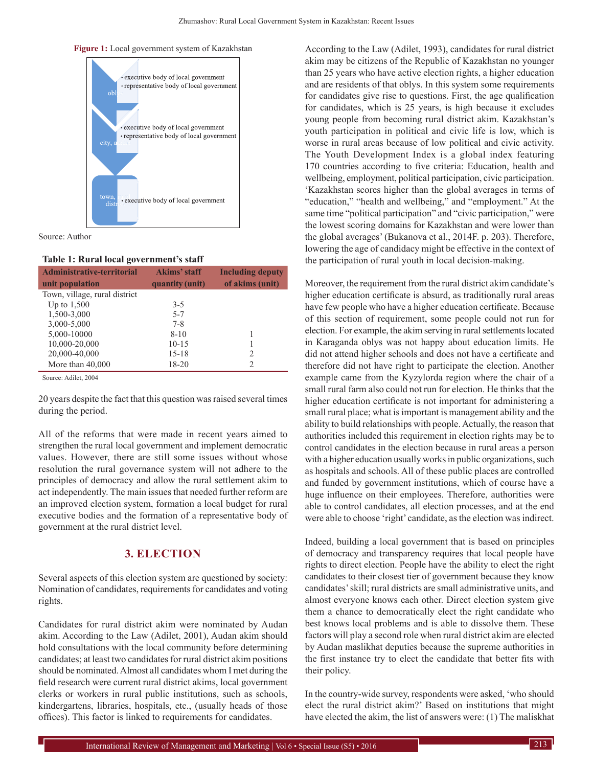**Figure 1:** Local government system of Kazakhstan

oblys
- executive body of local government
- representative body of local government

city, audan
- executive body of local government
- representative body of local government

town, village, district
- executive body of local government

Source: Author

**Table 1: Rural local government's staff**

| Administrative-territorial unit population | Akims' staff quantity (unit) | Including deputy of akims (unit) |
|---|---|---|
| Town, village, rural district | | |
| Up to 1,500 | 3-5 | |
| 1,500-3,000 | 5-7 | |
| 3,000-5,000 | 7-8 | |
| 5,000-10000 | 8-10 | 1 |
| 10,000-20,000 | 10-15 | 1 |
| 20,000-40,000 | 15-18 | 2 |
| More than 40,000 | 18-20 | 2 |

Source: Adilet, 2004

20 years despite the fact that this question was raised several times during the period.

All of the reforms that were made in recent years aimed to strengthen the rural local government and implement democratic values. However, there are still some issues without whose resolution the rural governance system will not adhere to the principles of democracy and allow the rural settlement akim to act independently. The main issues that needed further reform are an improved election system, formation a local budget for rural executive bodies and the formation of a representative body of government at the rural district level.

## 3. ELECTION

Several aspects of this election system are questioned by society: Nomination of candidates, requirements for candidates and voting rights.

Candidates for rural district akim were nominated by Audan akim. According to the Law (Adilet, 2001), Audan akim should hold consultations with the local community before determining candidates; at least two candidates for rural district akim positions should be nominated. Almost all candidates whom I met during the field research were current rural district akims, local government clerks or workers in rural public institutions, such as schools, kindergartens, libraries, hospitals, etc., (usually heads of those offices). This factor is linked to requirements for candidates.

According to the Law (Adilet, 1993), candidates for rural district akim may be citizens of the Republic of Kazakhstan no younger than 25 years who have active election rights, a higher education and are residents of that oblys. In this system some requirements for candidates give rise to questions. First, the age qualification for candidates, which is 25 years, is high because it excludes young people from becoming rural district akim. Kazakhstan's youth participation in political and civic life is low, which is worse in rural areas because of low political and civic activity. The Youth Development Index is a global index featuring 170 countries according to five criteria: Education, health and wellbeing, employment, political participation, civic participation. 'Kazakhstan scores higher than the global averages in terms of "education," "health and wellbeing," and "employment." At the same time "political participation" and "civic participation," were the lowest scoring domains for Kazakhstan and were lower than the global averages' (Bukanova et al., 2014F. p. 203). Therefore, lowering the age of candidacy might be effective in the context of the participation of rural youth in local decision-making.

Moreover, the requirement from the rural district akim candidate's higher education certificate is absurd, as traditionally rural areas have few people who have a higher education certificate. Because of this section of requirement, some people could not run for election. For example, the akim serving in rural settlements located in Karaganda oblys was not happy about education limits. He did not attend higher schools and does not have a certificate and therefore did not have right to participate the election. Another example came from the Kyzylorda region where the chair of a small rural farm also could not run for election. He thinks that the higher education certificate is not important for administering a small rural place; what is important is management ability and the ability to build relationships with people. Actually, the reason that authorities included this requirement in election rights may be to control candidates in the election because in rural areas a person with a higher education usually works in public organizations, such as hospitals and schools. All of these public places are controlled and funded by government institutions, which of course have a huge influence on their employees. Therefore, authorities were able to control candidates, all election processes, and at the end were able to choose 'right' candidate, as the election was indirect.

Indeed, building a local government that is based on principles of democracy and transparency requires that local people have rights to direct election. People have the ability to elect the right candidates to their closest tier of government because they know candidates' skill; rural districts are small administrative units, and almost everyone knows each other. Direct election system give them a chance to democratically elect the right candidate who best knows local problems and is able to dissolve them. These factors will play a second role when rural district akim are elected by Audan maslikhat deputies because the supreme authorities in the first instance try to elect the candidate that better fits with their policy.

In the country-wide survey, respondents were asked, 'who should elect the rural district akim?' Based on institutions that might have elected the akim, the list of answers were: (1) The maliskhat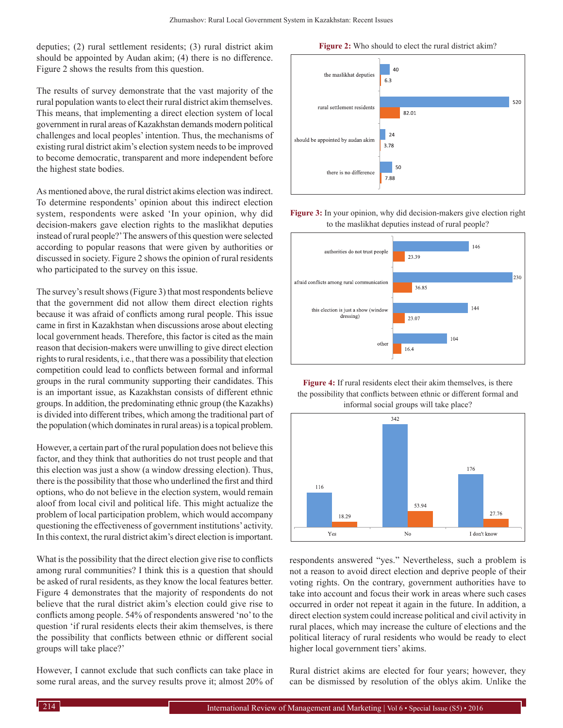deputies; (2) rural settlement residents; (3) rural district akim should be appointed by Audan akim; (4) there is no difference. Figure 2 shows the results from this question.

The results of survey demonstrate that the vast majority of the rural population wants to elect their rural district akim themselves. This means, that implementing a direct election system of local government in rural areas of Kazakhstan demands modern political challenges and local peoples' intention. Thus, the mechanisms of existing rural district akim's election system needs to be improved to become democratic, transparent and more independent before the highest state bodies.

As mentioned above, the rural district akims election was indirect. To determine respondents' opinion about this indirect election system, respondents were asked 'In your opinion, why did decision-makers gave election rights to the maslikhat deputies instead of rural people?' The answers of this question were selected according to popular reasons that were given by authorities or discussed in society. Figure 2 shows the opinion of rural residents who participated to the survey on this issue.

The survey's result shows (Figure 3) that most respondents believe that the government did not allow them direct election rights because it was afraid of conflicts among rural people. This issue came in first in Kazakhstan when discussions arose about electing local government heads. Therefore, this factor is cited as the main reason that decision-makers were unwilling to give direct election rights to rural residents, i.e., that there was a possibility that election competition could lead to conflicts between formal and informal groups in the rural community supporting their candidates. This is an important issue, as Kazakhstan consists of different ethnic groups. In addition, the predominating ethnic group (the Kazakhs) is divided into different tribes, which among the traditional part of the population (which dominates in rural areas) is a topical problem.

However, a certain part of the rural population does not believe this factor, and they think that authorities do not trust people and that this election was just a show (a window dressing election). Thus, there is the possibility that those who underlined the first and third options, who do not believe in the election system, would remain aloof from local civil and political life. This might actualize the problem of local participation problem, which would accompany questioning the effectiveness of government institutions' activity. In this context, the rural district akim's direct election is important.

What is the possibility that the direct election give rise to conflicts among rural communities? I think this is a question that should be asked of rural residents, as they know the local features better. Figure 4 demonstrates that the majority of respondents do not believe that the rural district akim's election could give rise to conflicts among people. 54% of respondents answered 'no' to the question 'if rural residents elects their akim themselves, is there the possibility that conflicts between ethnic or different social groups will take place?'

However, I cannot exclude that such conflicts can take place in some rural areas, and the survey results prove it; almost 20% of respondents answered "yes." Nevertheless, such a problem is not a reason to avoid direct election and deprive people of their voting rights. On the contrary, government authorities have to take into account and focus their work in areas where such cases occurred in order not repeat it again in the future. In addition, a direct election system could increase political and civil activity in rural places, which may increase the culture of elections and the political literacy of rural residents who would be ready to elect higher local government tiers' akims.

Rural district akims are elected for four years; however, they can be dismissed by resolution of the oblys akim. Unlike the

**Figure 2:** Who should to elect the rural district akim?

| | Count | % |
|---|---|---|
| the maslikhat deputies | 40 | 6.3 |
| rural settlement residents | 520 | 82.01 |
| should be appointed by audan akim | 24 | 3.78 |
| there is no difference | 50 | 7.88 |

**Figure 3:** In your opinion, why did decision-makers give election right to the maslikhat deputies instead of rural people?

| | Count | % |
|---|---|---|
| authorities do not trust people | 146 | 23.39 |
| afraid conflicts among rural communication | 230 | 36.85 |
| this election is just a show (window dressing) | 144 | 23.07 |
| other | 104 | 16.4 |

**Figure 4:** If rural residents elect their akim themselves, is there the possibility that conflicts between ethnic or different formal and informal social groups will take place?

| | Count | % |
|---|---|---|
| Yes | 116 | 18.29 |
| No | 342 | 53.94 |
| I don't know | 176 | 27.76 |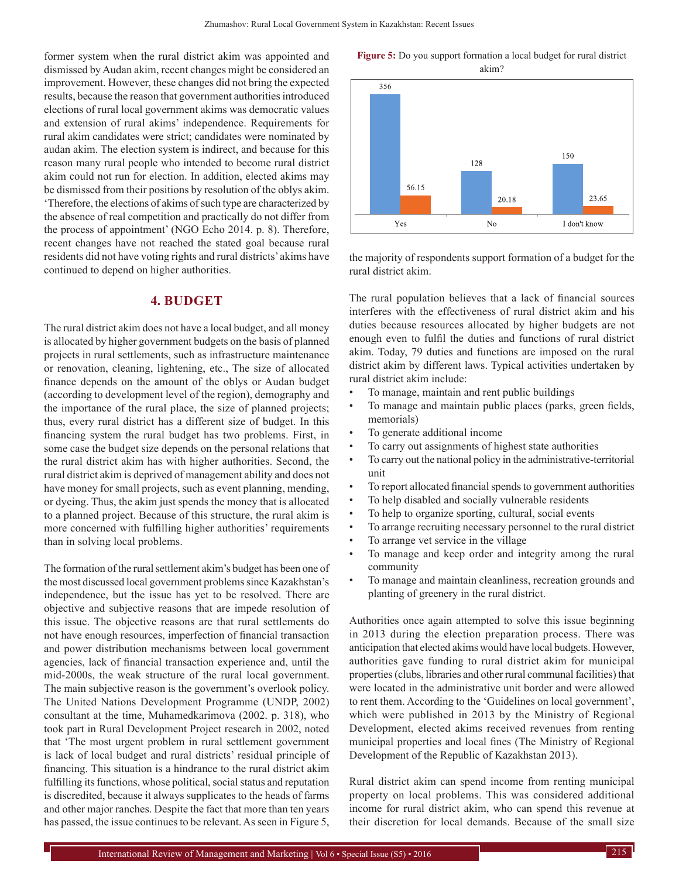former system when the rural district akim was appointed and dismissed by Audan akim, recent changes might be considered an improvement. However, these changes did not bring the expected results, because the reason that government authorities introduced elections of rural local government akims was democratic values and extension of rural akims' independence. Requirements for rural akim candidates were strict; candidates were nominated by audan akim. The election system is indirect, and because for this reason many rural people who intended to become rural district akim could not run for election. In addition, elected akims may be dismissed from their positions by resolution of the oblys akim. 'Therefore, the elections of akims of such type are characterized by the absence of real competition and practically do not differ from the process of appointment' (NGO Echo 2014. p. 8). Therefore, recent changes have not reached the stated goal because rural residents did not have voting rights and rural districts' akims have continued to depend on higher authorities.

## 4. BUDGET

The rural district akim does not have a local budget, and all money is allocated by higher government budgets on the basis of planned projects in rural settlements, such as infrastructure maintenance or renovation, cleaning, lightening, etc., The size of allocated finance depends on the amount of the oblys or Audan budget (according to development level of the region), demography and the importance of the rural place, the size of planned projects; thus, every rural district has a different size of budget. In this financing system the rural budget has two problems. First, in some case the budget size depends on the personal relations that the rural district akim has with higher authorities. Second, the rural district akim is deprived of management ability and does not have money for small projects, such as event planning, mending, or dyeing. Thus, the akim just spends the money that is allocated to a planned project. Because of this structure, the rural akim is more concerned with fulfilling higher authorities' requirements than in solving local problems.

The formation of the rural settlement akim's budget has been one of the most discussed local government problems since Kazakhstan's independence, but the issue has yet to be resolved. There are objective and subjective reasons that are impede resolution of this issue. The objective reasons are that rural settlements do not have enough resources, imperfection of financial transaction and power distribution mechanisms between local government agencies, lack of financial transaction experience and, until the mid-2000s, the weak structure of the rural local government. The main subjective reason is the government's overlook policy. The United Nations Development Programme (UNDP, 2002) consultant at the time, Muhamedkarimova (2002. p. 318), who took part in Rural Development Project research in 2002, noted that 'The most urgent problem in rural settlement government is lack of local budget and rural districts' residual principle of financing. This situation is a hindrance to the rural district akim fulfilling its functions, whose political, social status and reputation is discredited, because it always supplicates to the heads of farms and other major ranches. Despite the fact that more than ten years has passed, the issue continues to be relevant. As seen in Figure 5, the majority of respondents support formation of a budget for the rural district akim.

**Figure 5:** Do you support formation a local budget for rural district akim?

| | Yes | No | I don't know |
|---|---|---|---|
| Number | 356 | 128 | 150 |
| % | 56.15 | 20.18 | 23.65 |

The rural population believes that a lack of financial sources interferes with the effectiveness of rural district akim and his duties because resources allocated by higher budgets are not enough even to fulfil the duties and functions of rural district akim. Today, 79 duties and functions are imposed on the rural district akim by different laws. Typical activities undertaken by rural district akim include:

- To manage, maintain and rent public buildings
- To manage and maintain public places (parks, green fields, memorials)
- To generate additional income
- To carry out assignments of highest state authorities
- To carry out the national policy in the administrative-territorial unit
- To report allocated financial spends to government authorities
- To help disabled and socially vulnerable residents
- To help to organize sporting, cultural, social events
- To arrange recruiting necessary personnel to the rural district
- To arrange vet service in the village
- To manage and keep order and integrity among the rural community
- To manage and maintain cleanliness, recreation grounds and planting of greenery in the rural district.

Authorities once again attempted to solve this issue beginning in 2013 during the election preparation process. There was anticipation that elected akims would have local budgets. However, authorities gave funding to rural district akim for municipal properties (clubs, libraries and other rural communal facilities) that were located in the administrative unit border and were allowed to rent them. According to the 'Guidelines on local government', which were published in 2013 by the Ministry of Regional Development, elected akims received revenues from renting municipal properties and local fines (The Ministry of Regional Development of the Republic of Kazakhstan 2013).

Rural district akim can spend income from renting municipal property on local problems. This was considered additional income for rural district akim, who can spend this revenue at their discretion for local demands. Because of the small size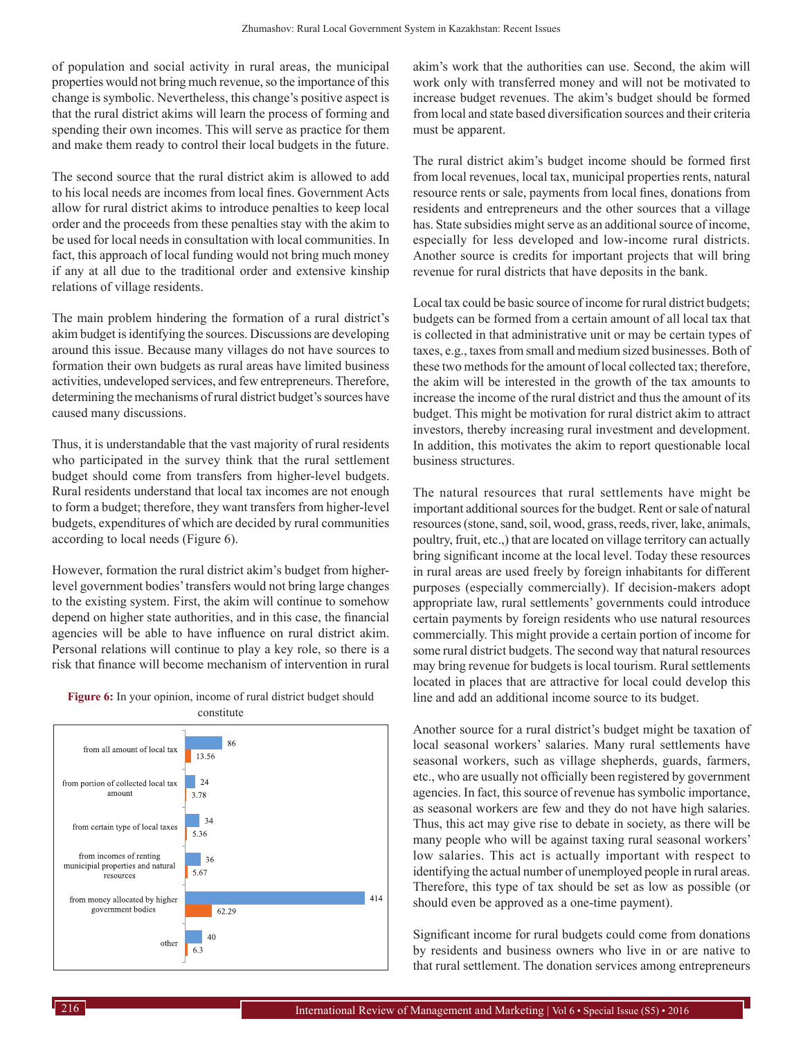of population and social activity in rural areas, the municipal properties would not bring much revenue, so the importance of this change is symbolic. Nevertheless, this change's positive aspect is that the rural district akims will learn the process of forming and spending their own incomes. This will serve as practice for them and make them ready to control their local budgets in the future.

The second source that the rural district akim is allowed to add to his local needs are incomes from local fines. Government Acts allow for rural district akims to introduce penalties to keep local order and the proceeds from these penalties stay with the akim to be used for local needs in consultation with local communities. In fact, this approach of local funding would not bring much money if any at all due to the traditional order and extensive kinship relations of village residents.

The main problem hindering the formation of a rural district's akim budget is identifying the sources. Discussions are developing around this issue. Because many villages do not have sources to formation their own budgets as rural areas have limited business activities, undeveloped services, and few entrepreneurs. Therefore, determining the mechanisms of rural district budget's sources have caused many discussions.

Thus, it is understandable that the vast majority of rural residents who participated in the survey think that the rural settlement budget should come from transfers from higher-level budgets. Rural residents understand that local tax incomes are not enough to form a budget; therefore, they want transfers from higher-level budgets, expenditures of which are decided by rural communities according to local needs (Figure 6).

However, formation the rural district akim's budget from higher-level government bodies' transfers would not bring large changes to the existing system. First, the akim will continue to somehow depend on higher state authorities, and in this case, the financial agencies will be able to have influence on rural district akim. Personal relations will continue to play a key role, so there is a risk that finance will become mechanism of intervention in rural akim's work that the authorities can use. Second, the akim will work only with transferred money and will not be motivated to increase budget revenues. The akim's budget should be formed from local and state based diversification sources and their criteria must be apparent.

**Figure 6:** In your opinion, income of rural district budget should constitute

| | Count | % |
|---|---|---|
| from all amount of local tax | 86 | 13.56 |
| from portion of collected local tax amount | 24 | 3.78 |
| from certain type of local taxes | 34 | 5.36 |
| from incomes of renting municipal properties and natural resources | 36 | 5.67 |
| from money allocated by higher government bodies | 414 | 62.29 |
| other | 40 | 6.3 |

The rural district akim's budget income should be formed first from local revenues, local tax, municipal properties rents, natural resource rents or sale, payments from local fines, donations from residents and entrepreneurs and the other sources that a village has. State subsidies might serve as an additional source of income, especially for less developed and low-income rural districts. Another source is credits for important projects that will bring revenue for rural districts that have deposits in the bank.

Local tax could be basic source of income for rural district budgets; budgets can be formed from a certain amount of all local tax that is collected in that administrative unit or may be certain types of taxes, e.g., taxes from small and medium sized businesses. Both of these two methods for the amount of local collected tax; therefore, the akim will be interested in the growth of the tax amounts to increase the income of the rural district and thus the amount of its budget. This might be motivation for rural district akim to attract investors, thereby increasing rural investment and development. In addition, this motivates the akim to report questionable local business structures.

The natural resources that rural settlements have might be important additional sources for the budget. Rent or sale of natural resources (stone, sand, soil, wood, grass, reeds, river, lake, animals, poultry, fruit, etc.,) that are located on village territory can actually bring significant income at the local level. Today these resources in rural areas are used freely by foreign inhabitants for different purposes (especially commercially). If decision-makers adopt appropriate law, rural settlements' governments could introduce certain payments by foreign residents who use natural resources commercially. This might provide a certain portion of income for some rural district budgets. The second way that natural resources may bring revenue for budgets is local tourism. Rural settlements located in places that are attractive for local could develop this line and add an additional income source to its budget.

Another source for a rural district's budget might be taxation of local seasonal workers' salaries. Many rural settlements have seasonal workers, such as village shepherds, guards, farmers, etc., who are usually not officially been registered by government agencies. In fact, this source of revenue has symbolic importance, as seasonal workers are few and they do not have high salaries. Thus, this act may give rise to debate in society, as there will be many people who will be against taxing rural seasonal workers' low salaries. This act is actually important with respect to identifying the actual number of unemployed people in rural areas. Therefore, this type of tax should be set as low as possible (or should even be approved as a one-time payment).

Significant income for rural budgets could come from donations by residents and business owners who live in or are native to that rural settlement. The donation services among entrepreneurs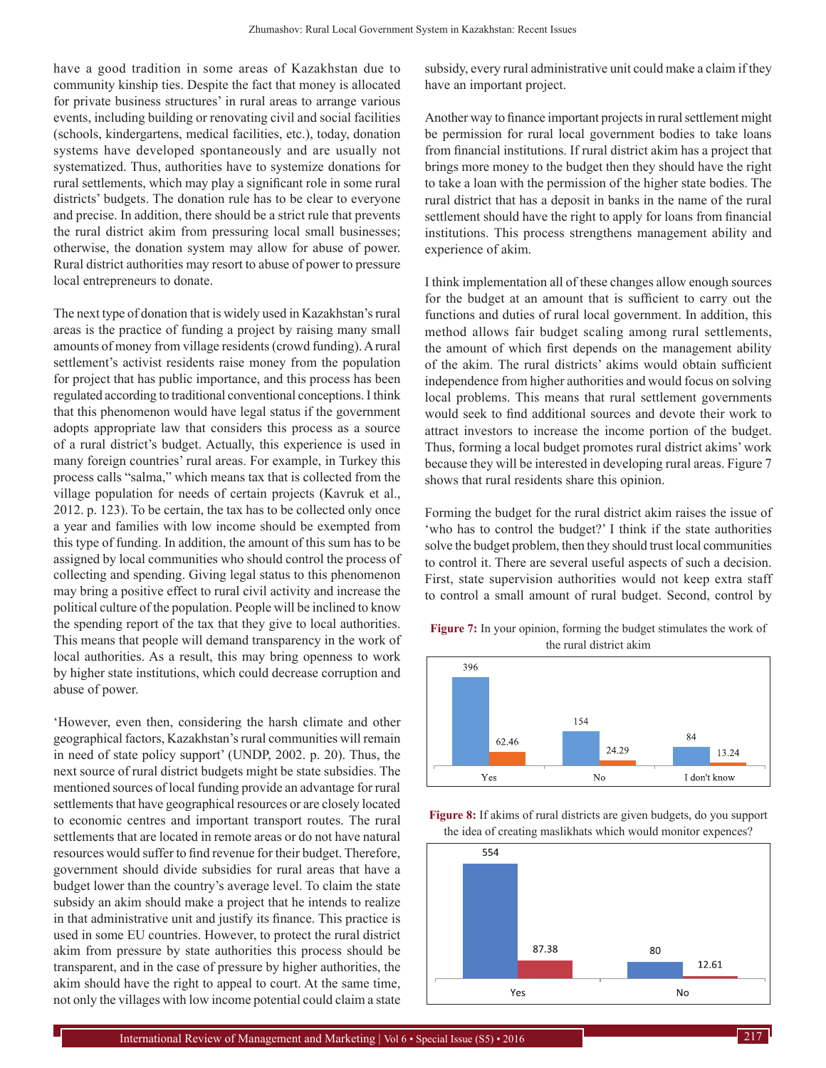have a good tradition in some areas of Kazakhstan due to community kinship ties. Despite the fact that money is allocated for private business structures' in rural areas to arrange various events, including building or renovating civil and social facilities (schools, kindergartens, medical facilities, etc.), today, donation systems have developed spontaneously and are usually not systematized. Thus, authorities have to systemize donations for rural settlements, which may play a significant role in some rural districts' budgets. The donation rule has to be clear to everyone and precise. In addition, there should be a strict rule that prevents the rural district akim from pressuring local small businesses; otherwise, the donation system may allow for abuse of power. Rural district authorities may resort to abuse of power to pressure local entrepreneurs to donate.

The next type of donation that is widely used in Kazakhstan's rural areas is the practice of funding a project by raising many small amounts of money from village residents (crowd funding). A rural settlement's activist residents raise money from the population for project that has public importance, and this process has been regulated according to traditional conventional conceptions. I think that this phenomenon would have legal status if the government adopts appropriate law that considers this process as a source of a rural district's budget. Actually, this experience is used in many foreign countries' rural areas. For example, in Turkey this process calls "salma," which means tax that is collected from the village population for needs of certain projects (Kavruk et al., 2012. p. 123). To be certain, the tax has to be collected only once a year and families with low income should be exempted from this type of funding. In addition, the amount of this sum has to be assigned by local communities who should control the process of collecting and spending. Giving legal status to this phenomenon may bring a positive effect to rural civil activity and increase the political culture of the population. People will be inclined to know the spending report of the tax that they give to local authorities. This means that people will demand transparency in the work of local authorities. As a result, this may bring openness to work by higher state institutions, which could decrease corruption and abuse of power.

'However, even then, considering the harsh climate and other geographical factors, Kazakhstan's rural communities will remain in need of state policy support' (UNDP, 2002. p. 20). Thus, the next source of rural district budgets might be state subsidies. The mentioned sources of local funding provide an advantage for rural settlements that have geographical resources or are closely located to economic centres and important transport routes. The rural settlements that are located in remote areas or do not have natural resources would suffer to find revenue for their budget. Therefore, government should divide subsidies for rural areas that have a budget lower than the country's average level. To claim the state subsidy an akim should make a project that he intends to realize in that administrative unit and justify its finance. This practice is used in some EU countries. However, to protect the rural district akim from pressure by state authorities this process should be transparent, and in the case of pressure by higher authorities, the akim should have the right to appeal to court. At the same time, not only the villages with low income potential could claim a state subsidy, every rural administrative unit could make a claim if they have an important project.

Another way to finance important projects in rural settlement might be permission for rural local government bodies to take loans from financial institutions. If rural district akim has a project that brings more money to the budget then they should have the right to take a loan with the permission of the higher state bodies. The rural district that has a deposit in banks in the name of the rural settlement should have the right to apply for loans from financial institutions. This process strengthens management ability and experience of akim.

I think implementation all of these changes allow enough sources for the budget at an amount that is sufficient to carry out the functions and duties of rural local government. In addition, this method allows fair budget scaling among rural settlements, the amount of which first depends on the management ability of the akim. The rural districts' akims would obtain sufficient independence from higher authorities and would focus on solving local problems. This means that rural settlement governments would seek to find additional sources and devote their work to attract investors to increase the income portion of the budget. Thus, forming a local budget promotes rural district akims' work because they will be interested in developing rural areas. Figure 7 shows that rural residents share this opinion.

Forming the budget for the rural district akim raises the issue of 'who has to control the budget?' I think if the state authorities solve the budget problem, then they should trust local communities to control it. There are several useful aspects of such a decision. First, state supervision authorities would not keep extra staff to control a small amount of rural budget. Second, control by

**Figure 7:** In your opinion, forming the budget stimulates the work of the rural district akim

| | Yes | No | I don't know |
|---|---|---|---|
| Number | 396 | 154 | 84 |
| % | 62.46 | 24.29 | 13.24 |

**Figure 8:** If akims of rural districts are given budgets, do you support the idea of creating maslikhats which would monitor expences?

| | Yes | No |
|---|---|---|
| Number | 554 | 80 |
| % | 87.38 | 12.61 |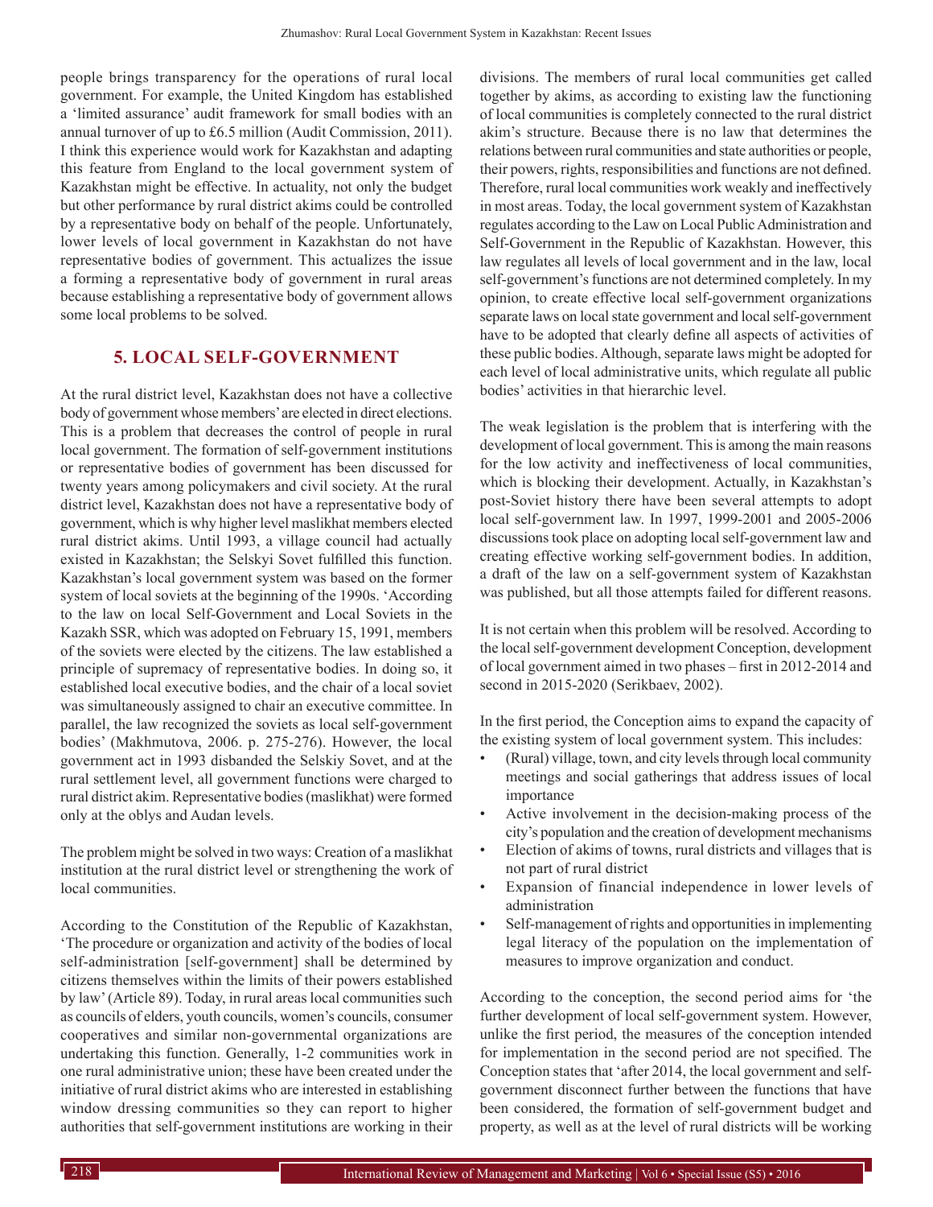people brings transparency for the operations of rural local government. For example, the United Kingdom has established a 'limited assurance' audit framework for small bodies with an annual turnover of up to £6.5 million (Audit Commission, 2011). I think this experience would work for Kazakhstan and adapting this feature from England to the local government system of Kazakhstan might be effective. In actuality, not only the budget but other performance by rural district akims could be controlled by a representative body on behalf of the people. Unfortunately, lower levels of local government in Kazakhstan do not have representative bodies of government. This actualizes the issue a forming a representative body of government in rural areas because establishing a representative body of government allows some local problems to be solved.

## 5. LOCAL SELF-GOVERNMENT

At the rural district level, Kazakhstan does not have a collective body of government whose members' are elected in direct elections. This is a problem that decreases the control of people in rural local government. The formation of self-government institutions or representative bodies of government has been discussed for twenty years among policymakers and civil society. At the rural district level, Kazakhstan does not have a representative body of government, which is why higher level maslikhat members elected rural district akims. Until 1993, a village council had actually existed in Kazakhstan; the Selskyi Sovet fulfilled this function. Kazakhstan's local government system was based on the former system of local soviets at the beginning of the 1990s. 'According to the law on local Self-Government and Local Soviets in the Kazakh SSR, which was adopted on February 15, 1991, members of the soviets were elected by the citizens. The law established a principle of supremacy of representative bodies. In doing so, it established local executive bodies, and the chair of a local soviet was simultaneously assigned to chair an executive committee. In parallel, the law recognized the soviets as local self-government bodies' (Makhmutova, 2006. p. 275-276). However, the local government act in 1993 disbanded the Selskiy Sovet, and at the rural settlement level, all government functions were charged to rural district akim. Representative bodies (maslikhat) were formed only at the oblys and Audan levels.

The problem might be solved in two ways: Creation of a maslikhat institution at the rural district level or strengthening the work of local communities.

According to the Constitution of the Republic of Kazakhstan, 'The procedure or organization and activity of the bodies of local self-administration [self-government] shall be determined by citizens themselves within the limits of their powers established by law' (Article 89). Today, in rural areas local communities such as councils of elders, youth councils, women's councils, consumer cooperatives and similar non-governmental organizations are undertaking this function. Generally, 1-2 communities work in one rural administrative union; these have been created under the initiative of rural district akims who are interested in establishing window dressing communities so they can report to higher authorities that self-government institutions are working in their divisions. The members of rural local communities get called together by akims, as according to existing law the functioning of local communities is completely connected to the rural district akim's structure. Because there is no law that determines the relations between rural communities and state authorities or people, their powers, rights, responsibilities and functions are not defined. Therefore, rural local communities work weakly and ineffectively in most areas. Today, the local government system of Kazakhstan regulates according to the Law on Local Public Administration and Self-Government in the Republic of Kazakhstan. However, this law regulates all levels of local government and in the law, local self-government's functions are not determined completely. In my opinion, to create effective local self-government organizations separate laws on local state government and local self-government have to be adopted that clearly define all aspects of activities of these public bodies. Although, separate laws might be adopted for each level of local administrative units, which regulate all public bodies' activities in that hierarchic level.

The weak legislation is the problem that is interfering with the development of local government. This is among the main reasons for the low activity and ineffectiveness of local communities, which is blocking their development. Actually, in Kazakhstan's post-Soviet history there have been several attempts to adopt local self-government law. In 1997, 1999-2001 and 2005-2006 discussions took place on adopting local self-government law and creating effective working self-government bodies. In addition, a draft of the law on a self-government system of Kazakhstan was published, but all those attempts failed for different reasons.

It is not certain when this problem will be resolved. According to the local self-government development Conception, development of local government aimed in two phases – first in 2012-2014 and second in 2015-2020 (Serikbaev, 2002).

In the first period, the Conception aims to expand the capacity of the existing system of local government system. This includes:

- (Rural) village, town, and city levels through local community meetings and social gatherings that address issues of local importance
- Active involvement in the decision-making process of the city's population and the creation of development mechanisms
- Election of akims of towns, rural districts and villages that is not part of rural district
- Expansion of financial independence in lower levels of administration
- Self-management of rights and opportunities in implementing legal literacy of the population on the implementation of measures to improve organization and conduct.

According to the conception, the second period aims for 'the further development of local self-government system. However, unlike the first period, the measures of the conception intended for implementation in the second period are not specified. The Conception states that 'after 2014, the local government and self-government disconnect further between the functions that have been considered, the formation of self-government budget and property, as well as at the level of rural districts will be working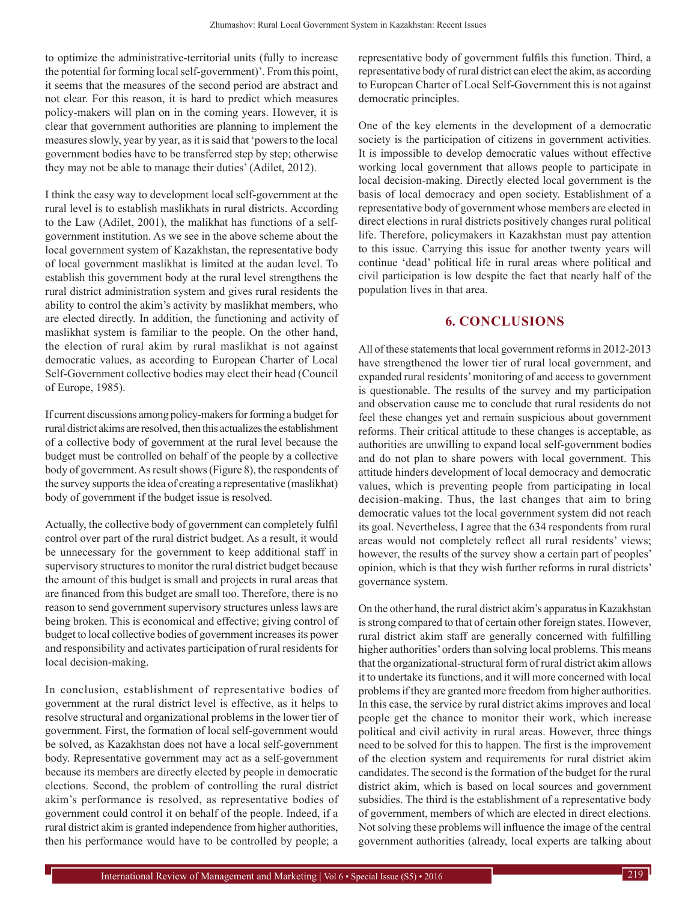to optimize the administrative-territorial units (fully to increase the potential for forming local self-government)'. From this point, it seems that the measures of the second period are abstract and not clear. For this reason, it is hard to predict which measures policy-makers will plan on in the coming years. However, it is clear that government authorities are planning to implement the measures slowly, year by year, as it is said that 'powers to the local government bodies have to be transferred step by step; otherwise they may not be able to manage their duties' (Adilet, 2012).

I think the easy way to development local self-government at the rural level is to establish maslikhats in rural districts. According to the Law (Adilet, 2001), the malikhat has functions of a self-government institution. As we see in the above scheme about the local government system of Kazakhstan, the representative body of local government maslikhat is limited at the audan level. To establish this government body at the rural level strengthens the rural district administration system and gives rural residents the ability to control the akim's activity by maslikhat members, who are elected directly. In addition, the functioning and activity of maslikhat system is familiar to the people. On the other hand, the election of rural akim by rural maslikhat is not against democratic values, as according to European Charter of Local Self-Government collective bodies may elect their head (Council of Europe, 1985).

If current discussions among policy-makers for forming a budget for rural district akims are resolved, then this actualizes the establishment of a collective body of government at the rural level because the budget must be controlled on behalf of the people by a collective body of government. As result shows (Figure 8), the respondents of the survey supports the idea of creating a representative (maslikhat) body of government if the budget issue is resolved.

Actually, the collective body of government can completely fulfil control over part of the rural district budget. As a result, it would be unnecessary for the government to keep additional staff in supervisory structures to monitor the rural district budget because the amount of this budget is small and projects in rural areas that are financed from this budget are small too. Therefore, there is no reason to send government supervisory structures unless laws are being broken. This is economical and effective; giving control of budget to local collective bodies of government increases its power and responsibility and activates participation of rural residents for local decision-making.

In conclusion, establishment of representative bodies of government at the rural district level is effective, as it helps to resolve structural and organizational problems in the lower tier of government. First, the formation of local self-government would be solved, as Kazakhstan does not have a local self-government body. Representative government may act as a self-government because its members are directly elected by people in democratic elections. Second, the problem of controlling the rural district akim's performance is resolved, as representative bodies of government could control it on behalf of the people. Indeed, if a rural district akim is granted independence from higher authorities, then his performance would have to be controlled by people; a representative body of government fulfils this function. Third, a representative body of rural district can elect the akim, as according to European Charter of Local Self-Government this is not against democratic principles.

One of the key elements in the development of a democratic society is the participation of citizens in government activities. It is impossible to develop democratic values without effective working local government that allows people to participate in local decision-making. Directly elected local government is the basis of local democracy and open society. Establishment of a representative body of government whose members are elected in direct elections in rural districts positively changes rural political life. Therefore, policymakers in Kazakhstan must pay attention to this issue. Carrying this issue for another twenty years will continue 'dead' political life in rural areas where political and civil participation is low despite the fact that nearly half of the population lives in that area.

## 6. CONCLUSIONS

All of these statements that local government reforms in 2012-2013 have strengthened the lower tier of rural local government, and expanded rural residents' monitoring of and access to government is questionable. The results of the survey and my participation and observation cause me to conclude that rural residents do not feel these changes yet and remain suspicious about government reforms. Their critical attitude to these changes is acceptable, as authorities are unwilling to expand local self-government bodies and do not plan to share powers with local government. This attitude hinders development of local democracy and democratic values, which is preventing people from participating in local decision-making. Thus, the last changes that aim to bring democratic values tot the local government system did not reach its goal. Nevertheless, I agree that the 634 respondents from rural areas would not completely reflect all rural residents' views; however, the results of the survey show a certain part of peoples' opinion, which is that they wish further reforms in rural districts' governance system.

On the other hand, the rural district akim's apparatus in Kazakhstan is strong compared to that of certain other foreign states. However, rural district akim staff are generally concerned with fulfilling higher authorities' orders than solving local problems. This means that the organizational-structural form of rural district akim allows it to undertake its functions, and it will more concerned with local problems if they are granted more freedom from higher authorities. In this case, the service by rural district akims improves and local people get the chance to monitor their work, which increase political and civil activity in rural areas. However, three things need to be solved for this to happen. The first is the improvement of the election system and requirements for rural district akim candidates. The second is the formation of the budget for the rural district akim, which is based on local sources and government subsidies. The third is the establishment of a representative body of government, members of which are elected in direct elections. Not solving these problems will influence the image of the central government authorities (already, local experts are talking about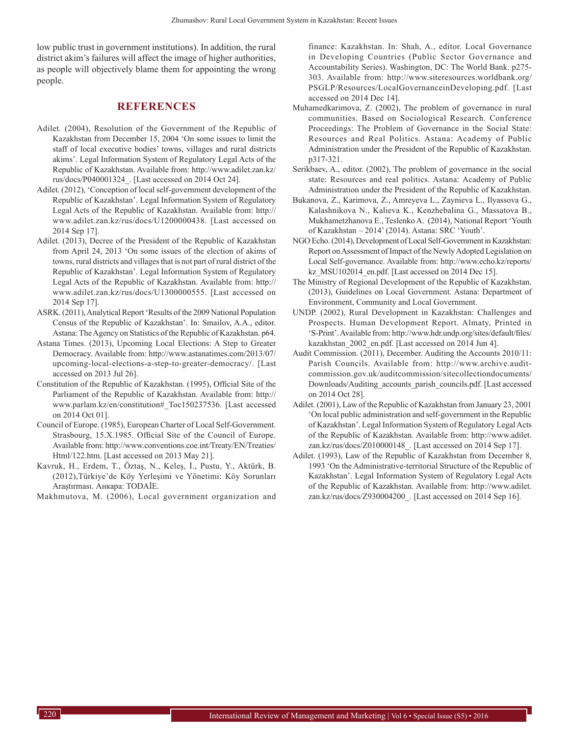low public trust in government institutions). In addition, the rural district akim's failures will affect the image of higher authorities, as people will objectively blame them for appointing the wrong people.

## REFERENCES

Adilet. (2004), Resolution of the Government of the Republic of Kazakhstan from December 15, 2004 'On some issues to limit the staff of local executive bodies' towns, villages and rural districts akims'. Legal Information System of Regulatory Legal Acts of the Republic of Kazakhstan. Available from: http://www.adilet.zan.kz/rus/docs/P040001324_. [Last accessed on 2014 Oct 24].

Adilet. (2012), 'Conception of local self-government development of the Republic of Kazakhstan'. Legal Information System of Regulatory Legal Acts of the Republic of Kazakhstan. Available from: http://www.adilet.zan.kz/rus/docs/U1200000438. [Last accessed on 2014 Sep 17].

Adilet. (2013), Decree of the President of the Republic of Kazakhstan from April 24, 2013 'On some issues of the election of akims of towns, rural districts and villages that is not part of rural district of the Republic of Kazakhstan'. Legal Information System of Regulatory Legal Acts of the Republic of Kazakhstan. Available from: http://www.adilet.zan.kz/rus/docs/U1300000555. [Last accessed on 2014 Sep 17].

ASRK. (2011), Analytical Report 'Results of the 2009 National Population Census of the Republic of Kazakhstan'. In: Smailov, A.A., editor. Astana: The Agency on Statistics of the Republic of Kazakhstan. p64.

Astana Times. (2013), Upcoming Local Elections: A Step to Greater Democracy. Available from: http://www.astanatimes.com/2013/07/upcoming-local-elections-a-step-to-greater-democracy/. [Last accessed on 2013 Jul 26].

Constitution of the Republic of Kazakhstan. (1995), Official Site of the Parliament of the Republic of Kazakhstan. Available from: http://www.parlam.kz/en/constitution#_Toc150237536. [Last accessed on 2014 Oct 01].

Council of Europe. (1985), European Charter of Local Self-Government. Strasbourg, 15.X.1985. Official Site of the Council of Europe. Available from: http://www.conventions.coe.int/Treaty/EN/Treaties/Html/122.htm. [Last accessed on 2013 May 21].

Kavruk, H., Erdem, T., Öztaş, N., Keleş, İ., Pustu, Y., Aktürk, B. (2012),Türkiye'de Köy Yerleşimi ve Yönetimi: Köy Sorunları Araştırması. Анкара: TODAİE.

Makhmutova, M. (2006), Local government organization and finance: Kazakhstan. In: Shah, A., editor. Local Governance in Developing Countries (Public Sector Governance and Accountability Series). Washington, DC: The World Bank. p275-303. Available from: http://www.siteresources.worldbank.org/PSGLP/Resources/LocalGovernanceinDeveloping.pdf. [Last accessed on 2014 Dec 14].

Muhamedkarimova, Z. (2002), The problem of governance in rural communities. Based on Sociological Research. Conference Proceedings: The Problem of Governance in the Social State: Resources and Real Politics. Astana: Academy of Public Administration under the President of the Republic of Kazakhstan. p317-321.

Serikbaev, A., editor. (2002), The problem of governance in the social state: Resources and real politics. Astana: Academy of Public Administration under the President of the Republic of Kazakhstan.

Bukanova, Z., Karimova, Z., Amreyeva L., Zaynieva L., Ilyassova G., Kalashnikova N., Kalieva K., Kenzhebalina G., Massatova B., Mukhametzhanova E., Teslenko A. (2014), National Report 'Youth of Kazakhstan – 2014' (2014). Astana: SRC 'Youth'.

NGO Echo. (2014), Development of Local Self-Government in Kazakhstan: Report on Assessment of Impact of the Newly Adopted Legislation on Local Self-governance. Available from: http://www.echo.kz/reports/kz_MSU102014_en.pdf. [Last accessed on 2014 Dec 15].

The Ministry of Regional Development of the Republic of Kazakhstan. (2013), Guidelines on Local Government. Astana: Department of Environment, Community and Local Government.

UNDP. (2002), Rural Development in Kazakhstan: Challenges and Prospects. Human Development Report. Almaty, Printed in 'S-Print'. Available from: http://www.hdr.undp.org/sites/default/files/kazakhstan_2002_en.pdf. [Last accessed on 2014 Jun 4].

Audit Commission. (2011), December. Auditing the Accounts 2010/11: Parish Councils. Available from: http://www.archive.audit-commission.gov.uk/auditcommission/sitecollectiondocuments/Downloads/Auditing_accounts_parish_councils.pdf. [Last accessed on 2014 Oct 28].

Adilet. (2001), Law of the Republic of Kazakhstan from January 23, 2001 'On local public administration and self-government in the Republic of Kazakhstan'. Legal Information System of Regulatory Legal Acts of the Republic of Kazakhstan. Available from: http://www.adilet.zan.kz/rus/docs/Z010000148_. [Last accessed on 2014 Sep 17].

Adilet. (1993), Law of the Republic of Kazakhstan from December 8, 1993 'On the Administrative-territorial Structure of the Republic of Kazakhstan'. Legal Information System of Regulatory Legal Acts of the Republic of Kazakhstan. Available from: http://www.adilet.zan.kz/rus/docs/Z930004200_. [Last accessed on 2014 Sep 16].